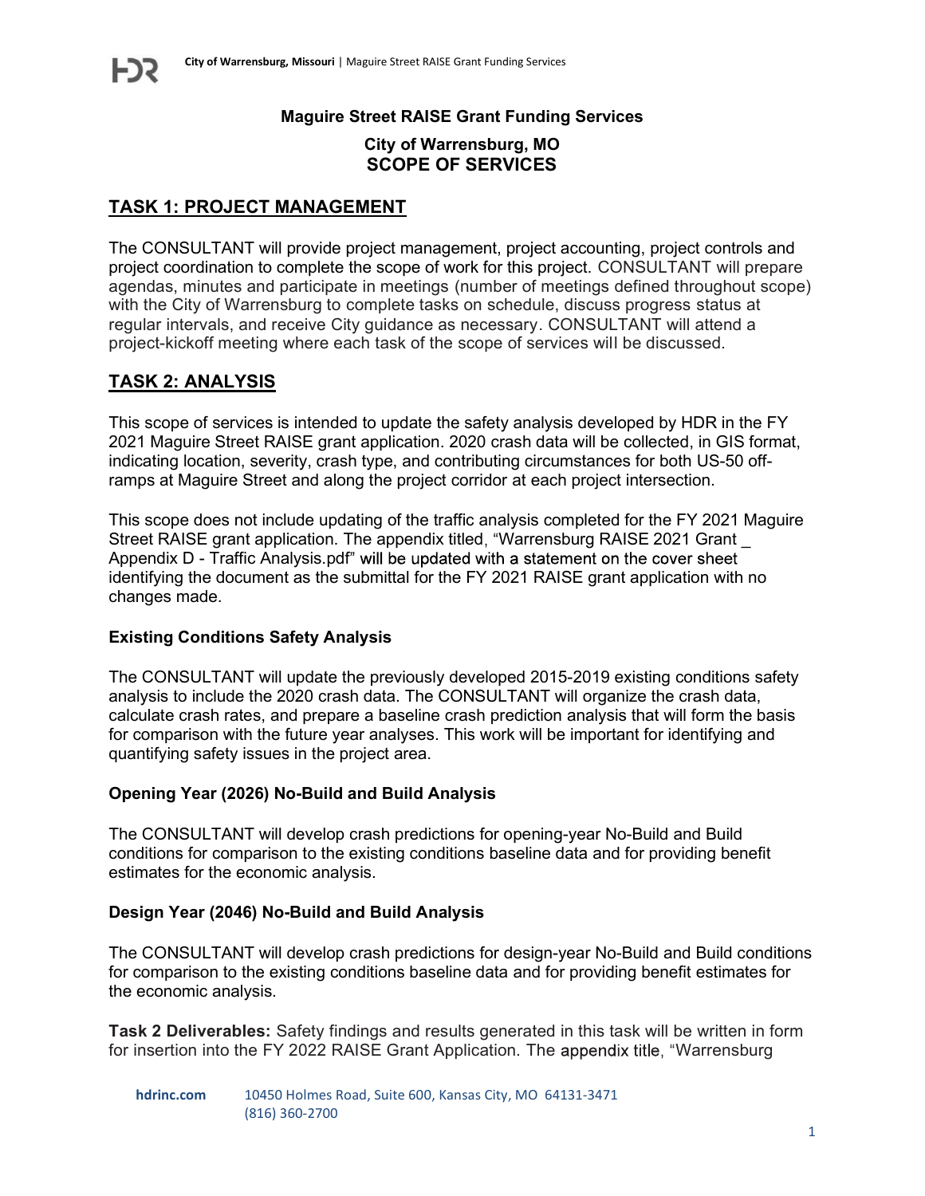**Maguire Street RAISE Grant Funding Services**

**City of Warrensburg, MO**
**SCOPE OF SERVICES**

## TASK 1: PROJECT MANAGEMENT

The CONSULTANT will provide project management, project accounting, project controls and project coordination to complete the scope of work for this project. CONSULTANT will prepare agendas, minutes and participate in meetings (number of meetings defined throughout scope) with the City of Warrensburg to complete tasks on schedule, discuss progress status at regular intervals, and receive City guidance as necessary. CONSULTANT will attend a project-kickoff meeting where each task of the scope of services will be discussed.

## TASK 2: ANALYSIS

This scope of services is intended to update the safety analysis developed by HDR in the FY 2021 Maguire Street RAISE grant application. 2020 crash data will be collected, in GIS format, indicating location, severity, crash type, and contributing circumstances for both US-50 off-ramps at Maguire Street and along the project corridor at each project intersection.

This scope does not include updating of the traffic analysis completed for the FY 2021 Maguire Street RAISE grant application. The appendix titled, "Warrensburg RAISE 2021 Grant _ Appendix D - Traffic Analysis.pdf" will be updated with a statement on the cover sheet identifying the document as the submittal for the FY 2021 RAISE grant application with no changes made.

### Existing Conditions Safety Analysis

The CONSULTANT will update the previously developed 2015-2019 existing conditions safety analysis to include the 2020 crash data. The CONSULTANT will organize the crash data, calculate crash rates, and prepare a baseline crash prediction analysis that will form the basis for comparison with the future year analyses. This work will be important for identifying and quantifying safety issues in the project area.

### Opening Year (2026) No-Build and Build Analysis

The CONSULTANT will develop crash predictions for opening-year No-Build and Build conditions for comparison to the existing conditions baseline data and for providing benefit estimates for the economic analysis.

### Design Year (2046) No-Build and Build Analysis

The CONSULTANT will develop crash predictions for design-year No-Build and Build conditions for comparison to the existing conditions baseline data and for providing benefit estimates for the economic analysis.

**Task 2 Deliverables:** Safety findings and results generated in this task will be written in form for insertion into the FY 2022 RAISE Grant Application. The appendix title, "Warrensburg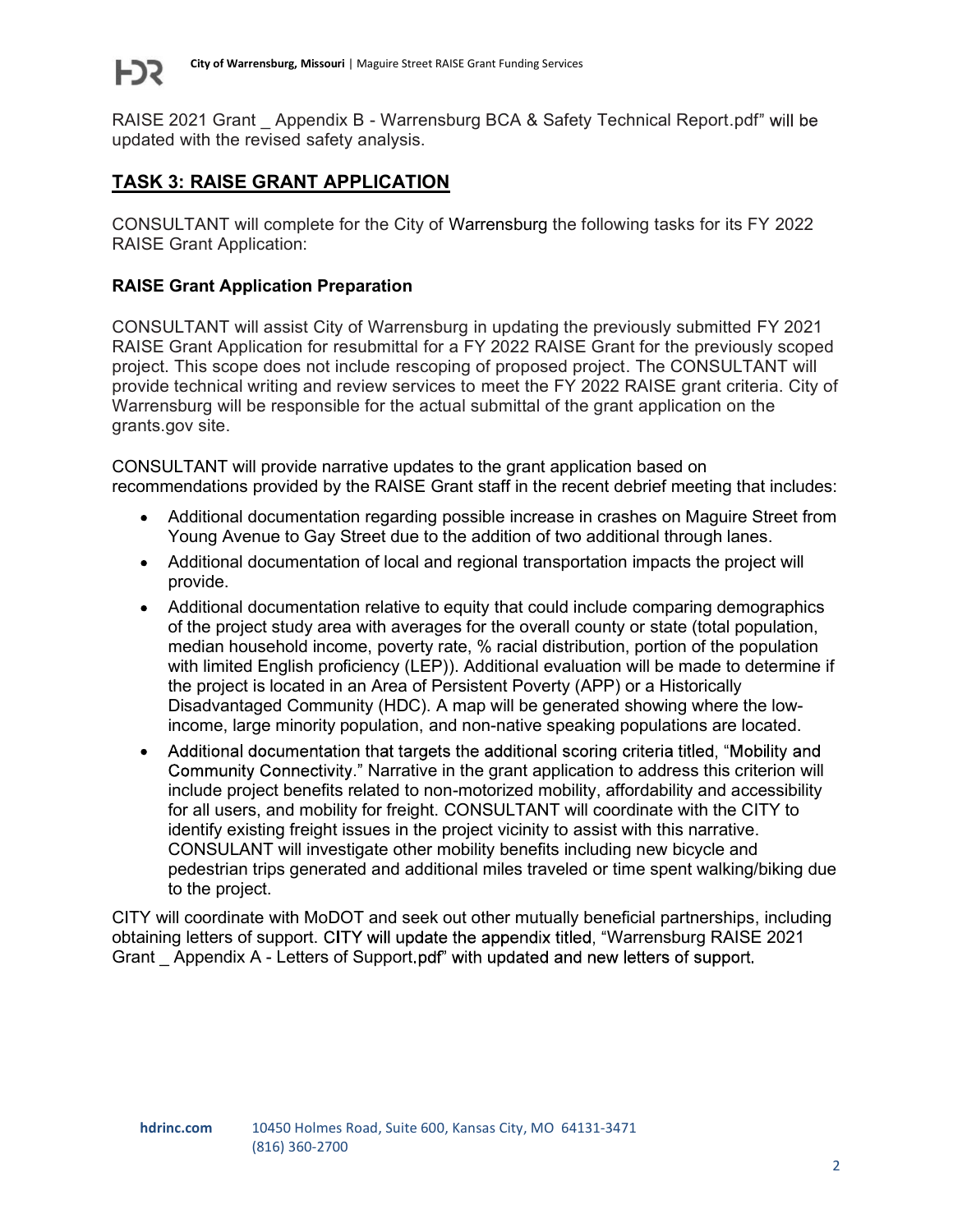RAISE 2021 Grant _ Appendix B - Warrensburg BCA & Safety Technical Report.pdf" will be updated with the revised safety analysis.

## TASK 3: RAISE GRANT APPLICATION

CONSULTANT will complete for the City of Warrensburg the following tasks for its FY 2022 RAISE Grant Application:

### RAISE Grant Application Preparation

CONSULTANT will assist City of Warrensburg in updating the previously submitted FY 2021 RAISE Grant Application for resubmittal for a FY 2022 RAISE Grant for the previously scoped project. This scope does not include rescoping of proposed project. The CONSULTANT will provide technical writing and review services to meet the FY 2022 RAISE grant criteria. City of Warrensburg will be responsible for the actual submittal of the grant application on the grants.gov site.

CONSULTANT will provide narrative updates to the grant application based on recommendations provided by the RAISE Grant staff in the recent debrief meeting that includes:

- Additional documentation regarding possible increase in crashes on Maguire Street from Young Avenue to Gay Street due to the addition of two additional through lanes.
- Additional documentation of local and regional transportation impacts the project will provide.
- Additional documentation relative to equity that could include comparing demographics of the project study area with averages for the overall county or state (total population, median household income, poverty rate, % racial distribution, portion of the population with limited English proficiency (LEP)). Additional evaluation will be made to determine if the project is located in an Area of Persistent Poverty (APP) or a Historically Disadvantaged Community (HDC). A map will be generated showing where the low-income, large minority population, and non-native speaking populations are located.
- Additional documentation that targets the additional scoring criteria titled, "Mobility and Community Connectivity." Narrative in the grant application to address this criterion will include project benefits related to non-motorized mobility, affordability and accessibility for all users, and mobility for freight. CONSULTANT will coordinate with the CITY to identify existing freight issues in the project vicinity to assist with this narrative. CONSULANT will investigate other mobility benefits including new bicycle and pedestrian trips generated and additional miles traveled or time spent walking/biking due to the project.

CITY will coordinate with MoDOT and seek out other mutually beneficial partnerships, including obtaining letters of support. CITY will update the appendix titled, "Warrensburg RAISE 2021 Grant _ Appendix A - Letters of Support.pdf" with updated and new letters of support.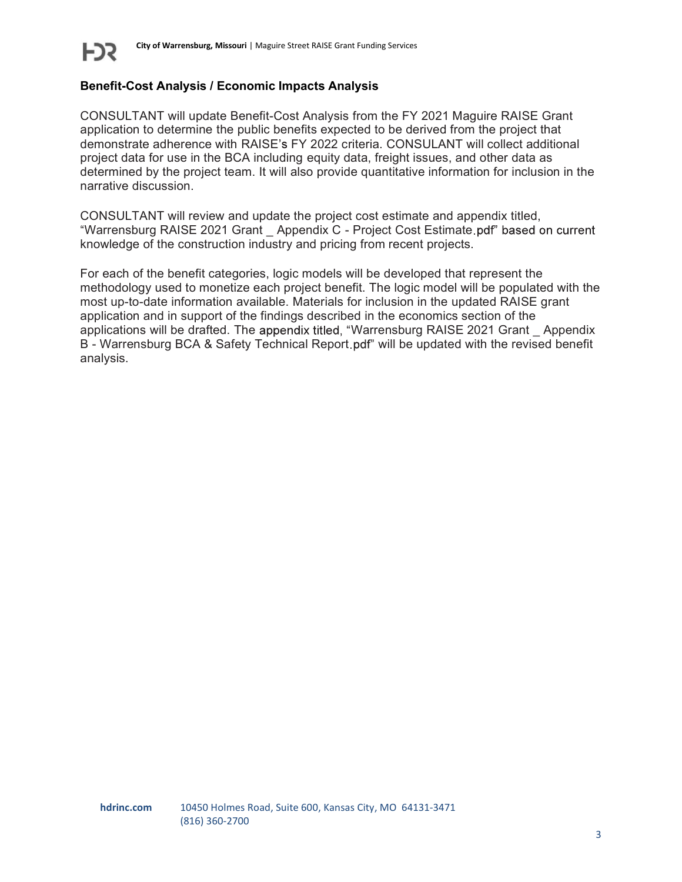## Benefit-Cost Analysis / Economic Impacts Analysis

CONSULTANT will update Benefit-Cost Analysis from the FY 2021 Maguire RAISE Grant application to determine the public benefits expected to be derived from the project that demonstrate adherence with RAISE's FY 2022 criteria. CONSULANT will collect additional project data for use in the BCA including equity data, freight issues, and other data as determined by the project team. It will also provide quantitative information for inclusion in the narrative discussion.

CONSULTANT will review and update the project cost estimate and appendix titled, "Warrensburg RAISE 2021 Grant _ Appendix C - Project Cost Estimate.pdf" based on current knowledge of the construction industry and pricing from recent projects.

For each of the benefit categories, logic models will be developed that represent the methodology used to monetize each project benefit. The logic model will be populated with the most up-to-date information available. Materials for inclusion in the updated RAISE grant application and in support of the findings described in the economics section of the applications will be drafted. The appendix titled, "Warrensburg RAISE 2021 Grant _ Appendix B - Warrensburg BCA & Safety Technical Report.pdf" will be updated with the revised benefit analysis.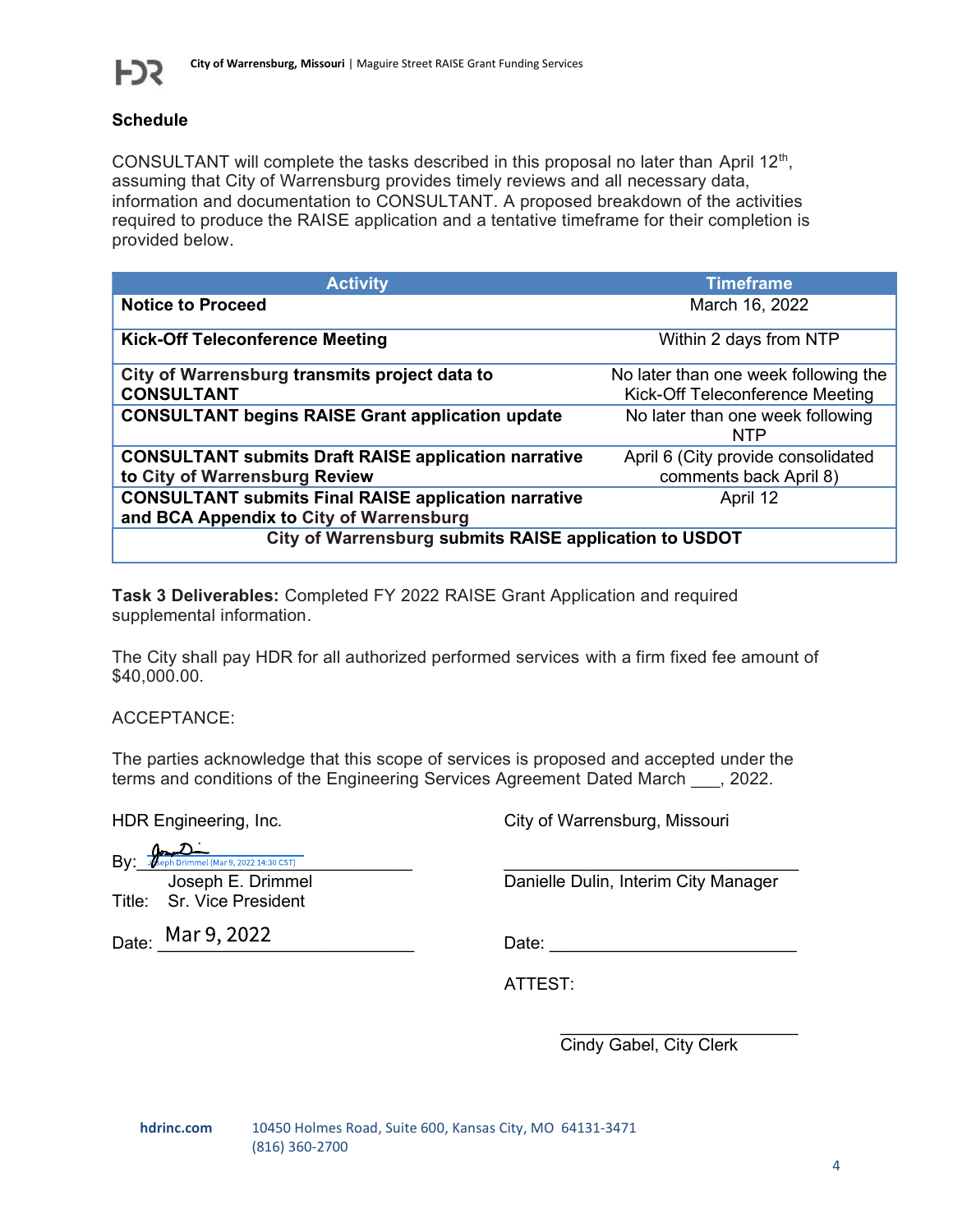**Schedule**

CONSULTANT will complete the tasks described in this proposal no later than April 12th, assuming that City of Warrensburg provides timely reviews and all necessary data, information and documentation to CONSULTANT. A proposed breakdown of the activities required to produce the RAISE application and a tentative timeframe for their completion is provided below.

| Activity | Timeframe |
|---|---|
| **Notice to Proceed** | March 16, 2022 |
| **Kick-Off Teleconference Meeting** | Within 2 days from NTP |
| **City of Warrensburg transmits project data to CONSULTANT** | No later than one week following the Kick-Off Teleconference Meeting |
| **CONSULTANT begins RAISE Grant application update** | No later than one week following NTP |
| **CONSULTANT submits Draft RAISE application narrative to City of Warrensburg Review** | April 6 (City provide consolidated comments back April 8) |
| **CONSULTANT submits Final RAISE application narrative and BCA Appendix to City of Warrensburg** | April 12 |
| **City of Warrensburg submits RAISE application to USDOT** | |

**Task 3 Deliverables:** Completed FY 2022 RAISE Grant Application and required supplemental information.

The City shall pay HDR for all authorized performed services with a firm fixed fee amount of $40,000.00.

ACCEPTANCE:

The parties acknowledge that this scope of services is proposed and accepted under the terms and conditions of the Engineering Services Agreement Dated March ___, 2022.

HDR Engineering, Inc.

By: Joseph Drimmel (Mar 9, 2022 14:30 CST)
Joseph E. Drimmel
Title: Sr. Vice President

Date: Mar 9, 2022

City of Warrensburg, Missouri

______________________________
Danielle Dulin, Interim City Manager

Date: ______________________

ATTEST:

______________________________
Cindy Gabel, City Clerk

hdrinc.com 10450 Holmes Road, Suite 600, Kansas City, MO 64131-3471
(816) 360-2700